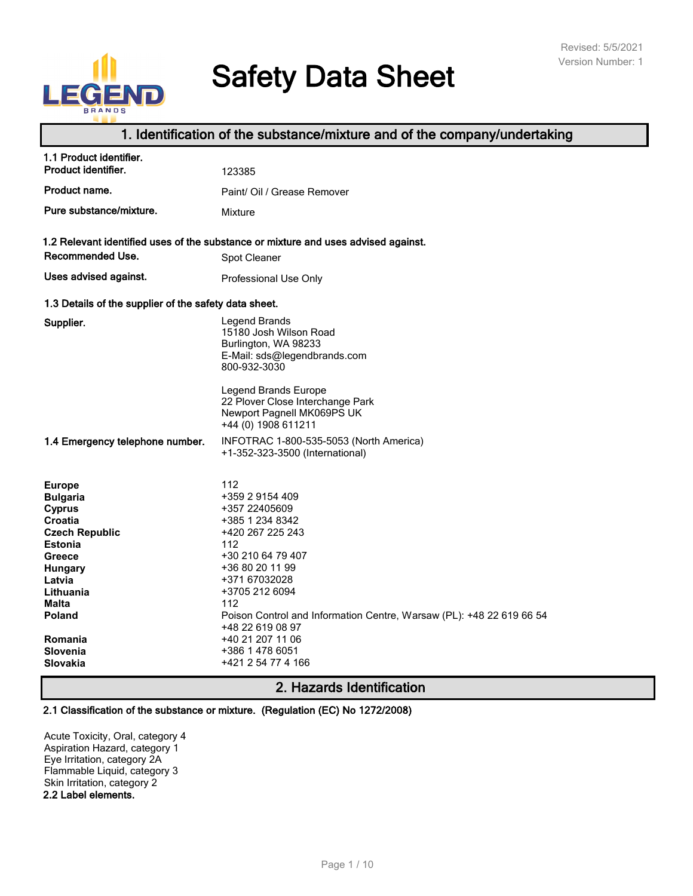Revised: 5/5/2021
Version Number: 1

# Safety Data Sheet

## 1. Identification of the substance/mixture and of the company/undertaking

**1.1 Product identifier.**

| | |
|---|---|
| **Product identifier.** | 123385 |
| **Product name.** | Paint/ Oil / Grease Remover |
| **Pure substance/mixture.** | Mixture |

**1.2 Relevant identified uses of the substance or mixture and uses advised against.**

| | |
|---|---|
| **Recommended Use.** | Spot Cleaner |
| **Uses advised against.** | Professional Use Only |

**1.3 Details of the supplier of the safety data sheet.**

**Supplier.**

Legend Brands
15180 Josh Wilson Road
Burlington, WA 98233
E-Mail: sds@legendbrands.com
800-932-3030

Legend Brands Europe
22 Plover Close Interchange Park
Newport Pagnell MK069PS UK
+44 (0) 1908 611211

**1.4 Emergency telephone number.**

INFOTRAC 1-800-535-5053 (North America)
+1-352-323-3500 (International)

| | |
|---|---|
| **Europe** | 112 |
| **Bulgaria** | +359 2 9154 409 |
| **Cyprus** | +357 22405609 |
| **Croatia** | +385 1 234 8342 |
| **Czech Republic** | +420 267 225 243 |
| **Estonia** | 112 |
| **Greece** | +30 210 64 79 407 |
| **Hungary** | +36 80 20 11 99 |
| **Latvia** | +371 67032028 |
| **Lithuania** | +3705 212 6094 |
| **Malta** | 112 |
| **Poland** | Poison Control and Information Centre, Warsaw (PL): +48 22 619 66 54<br>+48 22 619 08 97 |
| **Romania** | +40 21 207 11 06 |
| **Slovenia** | +386 1 478 6051 |
| **Slovakia** | +421 2 54 77 4 166 |

## 2. Hazards Identification

**2.1 Classification of the substance or mixture. (Regulation (EC) No 1272/2008)**

Acute Toxicity, Oral, category 4
Aspiration Hazard, category 1
Eye Irritation, category 2A
Flammable Liquid, category 3
Skin Irritation, category 2

**2.2 Label elements.**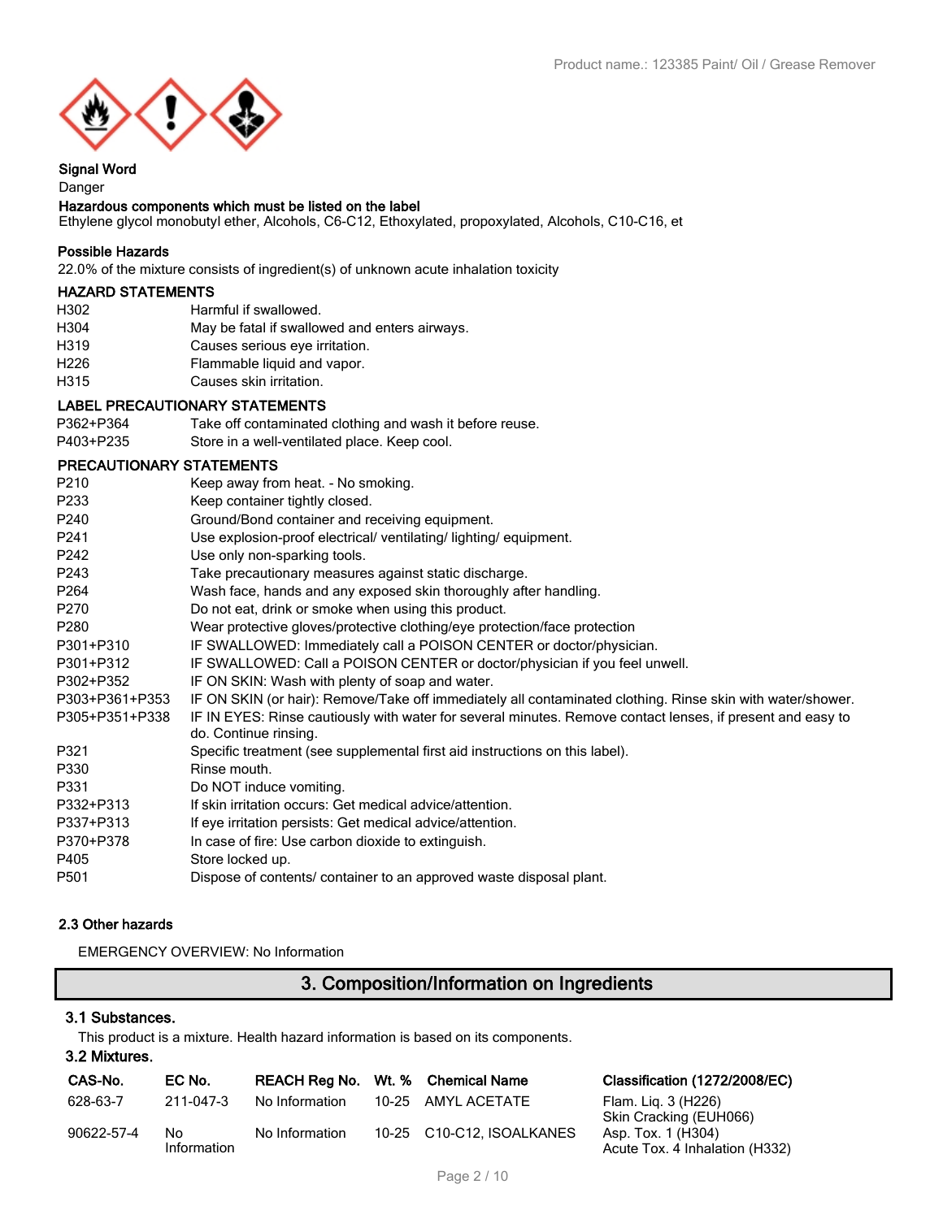**Signal Word**

Danger

**Hazardous components which must be listed on the label**

Ethylene glycol monobutyl ether, Alcohols, C6-C12, Ethoxylated, propoxylated, Alcohols, C10-C16, et

**Possible Hazards**

22.0% of the mixture consists of ingredient(s) of unknown acute inhalation toxicity

**HAZARD STATEMENTS**

| | |
|---|---|
| H302 | Harmful if swallowed. |
| H304 | May be fatal if swallowed and enters airways. |
| H319 | Causes serious eye irritation. |
| H226 | Flammable liquid and vapor. |
| H315 | Causes skin irritation. |

**LABEL PRECAUTIONARY STATEMENTS**

| | |
|---|---|
| P362+P364 | Take off contaminated clothing and wash it before reuse. |
| P403+P235 | Store in a well-ventilated place. Keep cool. |

**PRECAUTIONARY STATEMENTS**

| | |
|---|---|
| P210 | Keep away from heat. - No smoking. |
| P233 | Keep container tightly closed. |
| P240 | Ground/Bond container and receiving equipment. |
| P241 | Use explosion-proof electrical/ ventilating/ lighting/ equipment. |
| P242 | Use only non-sparking tools. |
| P243 | Take precautionary measures against static discharge. |
| P264 | Wash face, hands and any exposed skin thoroughly after handling. |
| P270 | Do not eat, drink or smoke when using this product. |
| P280 | Wear protective gloves/protective clothing/eye protection/face protection |
| P301+P310 | IF SWALLOWED: Immediately call a POISON CENTER or doctor/physician. |
| P301+P312 | IF SWALLOWED: Call a POISON CENTER or doctor/physician if you feel unwell. |
| P302+P352 | IF ON SKIN: Wash with plenty of soap and water. |
| P303+P361+P353 | IF ON SKIN (or hair): Remove/Take off immediately all contaminated clothing. Rinse skin with water/shower. |
| P305+P351+P338 | IF IN EYES: Rinse cautiously with water for several minutes. Remove contact lenses, if present and easy to do. Continue rinsing. |
| P321 | Specific treatment (see supplemental first aid instructions on this label). |
| P330 | Rinse mouth. |
| P331 | Do NOT induce vomiting. |
| P332+P313 | If skin irritation occurs: Get medical advice/attention. |
| P337+P313 | If eye irritation persists: Get medical advice/attention. |
| P370+P378 | In case of fire: Use carbon dioxide to extinguish. |
| P405 | Store locked up. |
| P501 | Dispose of contents/ container to an approved waste disposal plant. |

### 2.3 Other hazards

EMERGENCY OVERVIEW: No Information

## 3. Composition/Information on Ingredients

### 3.1 Substances.

This product is a mixture. Health hazard information is based on its components.

### 3.2 Mixtures.

| CAS-No. | EC No. | REACH Reg No. | Wt. % | Chemical Name | Classification (1272/2008/EC) |
|---|---|---|---|---|---|
| 628-63-7 | 211-047-3 | No Information | 10-25 | AMYL ACETATE | Flam. Liq. 3 (H226)<br>Skin Cracking (EUH066) |
| 90622-57-4 | No Information | No Information | 10-25 | C10-C12, ISOALKANES | Asp. Tox. 1 (H304)<br>Acute Tox. 4 Inhalation (H332) |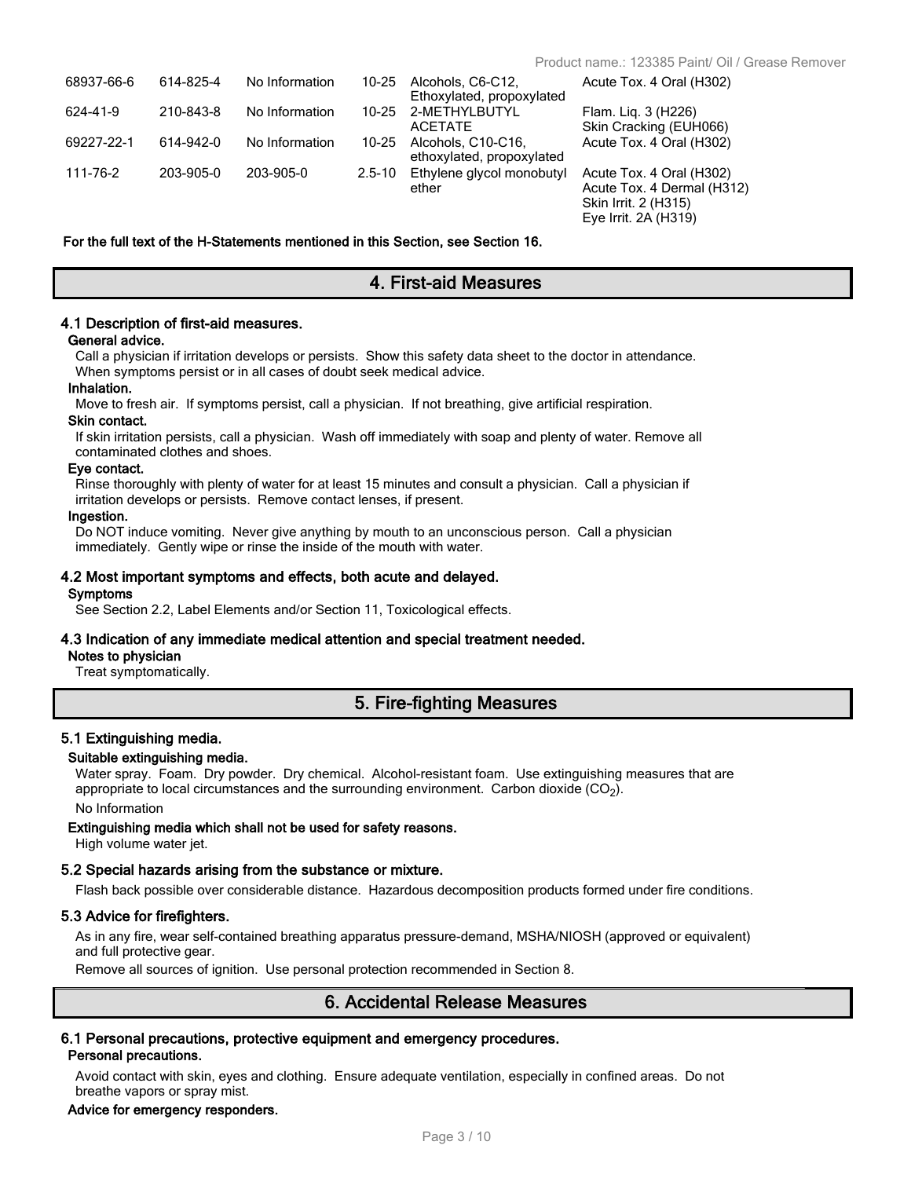| | | | | | |
|---|---|---|---|---|---|
| 68937-66-6 | 614-825-4 | No Information | 10-25 | Alcohols, C6-C12, Ethoxylated, propoxylated | Acute Tox. 4 Oral (H302) |
| 624-41-9 | 210-843-8 | No Information | 10-25 | 2-METHYLBUTYL ACETATE | Flam. Liq. 3 (H226)<br>Skin Cracking (EUH066) |
| 69227-22-1 | 614-942-0 | No Information | 10-25 | Alcohols, C10-C16, ethoxylated, propoxylated | Acute Tox. 4 Oral (H302) |
| 111-76-2 | 203-905-0 | 203-905-0 | 2.5-10 | Ethylene glycol monobutyl ether | Acute Tox. 4 Oral (H302)<br>Acute Tox. 4 Dermal (H312)<br>Skin Irrit. 2 (H315)<br>Eye Irrit. 2A (H319) |

**For the full text of the H-Statements mentioned in this Section, see Section 16.**

## 4. First-aid Measures

### 4.1 Description of first-aid measures.

**General advice.**

Call a physician if irritation develops or persists. Show this safety data sheet to the doctor in attendance. When symptoms persist or in all cases of doubt seek medical advice.

**Inhalation.**

Move to fresh air. If symptoms persist, call a physician. If not breathing, give artificial respiration.

**Skin contact.**

If skin irritation persists, call a physician. Wash off immediately with soap and plenty of water. Remove all contaminated clothes and shoes.

**Eye contact.**

Rinse thoroughly with plenty of water for at least 15 minutes and consult a physician. Call a physician if irritation develops or persists. Remove contact lenses, if present.

**Ingestion.**

Do NOT induce vomiting. Never give anything by mouth to an unconscious person. Call a physician immediately. Gently wipe or rinse the inside of the mouth with water.

### 4.2 Most important symptoms and effects, both acute and delayed.

**Symptoms**

See Section 2.2, Label Elements and/or Section 11, Toxicological effects.

### 4.3 Indication of any immediate medical attention and special treatment needed.

**Notes to physician**

Treat symptomatically.

## 5. Fire-fighting Measures

### 5.1 Extinguishing media.

**Suitable extinguishing media.**

Water spray. Foam. Dry powder. Dry chemical. Alcohol-resistant foam. Use extinguishing measures that are appropriate to local circumstances and the surrounding environment. Carbon dioxide ($CO_2$).

No Information

**Extinguishing media which shall not be used for safety reasons.**

High volume water jet.

### 5.2 Special hazards arising from the substance or mixture.

Flash back possible over considerable distance. Hazardous decomposition products formed under fire conditions.

### 5.3 Advice for firefighters.

As in any fire, wear self-contained breathing apparatus pressure-demand, MSHA/NIOSH (approved or equivalent) and full protective gear.

Remove all sources of ignition. Use personal protection recommended in Section 8.

## 6. Accidental Release Measures

### 6.1 Personal precautions, protective equipment and emergency procedures.

**Personal precautions.**

Avoid contact with skin, eyes and clothing. Ensure adequate ventilation, especially in confined areas. Do not breathe vapors or spray mist.

**Advice for emergency responders.**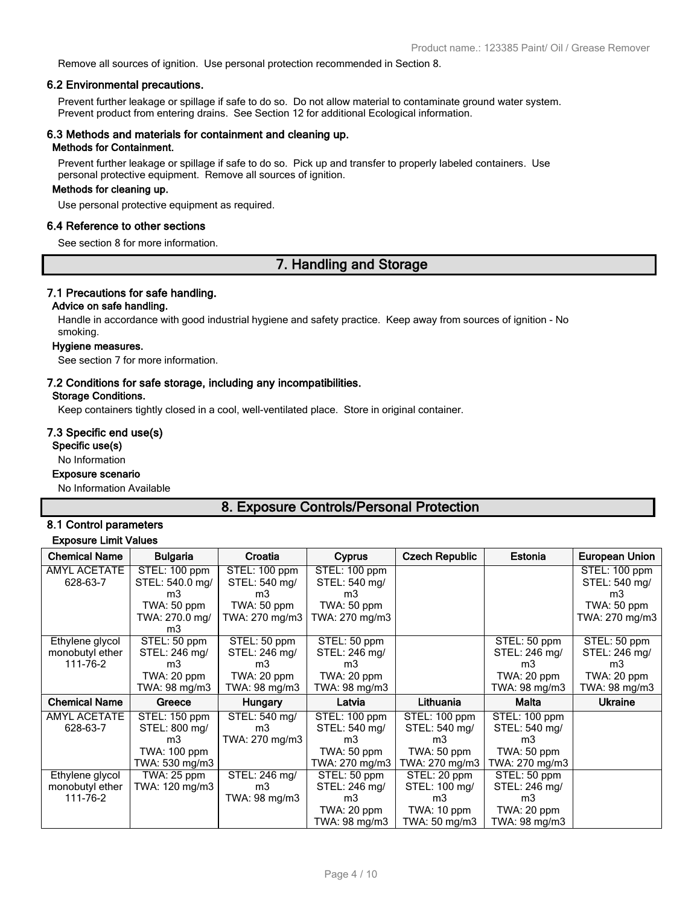Remove all sources of ignition. Use personal protection recommended in Section 8.

### 6.2 Environmental precautions.

Prevent further leakage or spillage if safe to do so. Do not allow material to contaminate ground water system. Prevent product from entering drains. See Section 12 for additional Ecological information.

### 6.3 Methods and materials for containment and cleaning up.

**Methods for Containment.**

Prevent further leakage or spillage if safe to do so. Pick up and transfer to properly labeled containers. Use personal protective equipment. Remove all sources of ignition.

**Methods for cleaning up.**

Use personal protective equipment as required.

### 6.4 Reference to other sections

See section 8 for more information.

## 7. Handling and Storage

### 7.1 Precautions for safe handling.

**Advice on safe handling.**

Handle in accordance with good industrial hygiene and safety practice. Keep away from sources of ignition - No smoking.

**Hygiene measures.**

See section 7 for more information.

### 7.2 Conditions for safe storage, including any incompatibilities.

**Storage Conditions.**

Keep containers tightly closed in a cool, well-ventilated place. Store in original container.

### 7.3 Specific end use(s)

**Specific use(s)**

No Information

**Exposure scenario**

No Information Available

## 8. Exposure Controls/Personal Protection

### 8.1 Control parameters

**Exposure Limit Values**

| Chemical Name | Bulgaria | Croatia | Cyprus | Czech Republic | Estonia | European Union |
|---|---|---|---|---|---|---|
| AMYL ACETATE 628-63-7 | STEL: 100 ppm STEL: 540.0 mg/m3 TWA: 50 ppm TWA: 270.0 mg/m3 | STEL: 100 ppm STEL: 540 mg/m3 TWA: 50 ppm TWA: 270 mg/m3 | STEL: 100 ppm STEL: 540 mg/m3 TWA: 50 ppm TWA: 270 mg/m3 | | | STEL: 100 ppm STEL: 540 mg/m3 TWA: 50 ppm TWA: 270 mg/m3 |
| Ethylene glycol monobutyl ether 111-76-2 | STEL: 50 ppm STEL: 246 mg/m3 TWA: 20 ppm TWA: 98 mg/m3 | STEL: 50 ppm STEL: 246 mg/m3 TWA: 20 ppm TWA: 98 mg/m3 | STEL: 50 ppm STEL: 246 mg/m3 TWA: 20 ppm TWA: 98 mg/m3 | | STEL: 50 ppm STEL: 246 mg/m3 TWA: 20 ppm TWA: 98 mg/m3 | STEL: 50 ppm STEL: 246 mg/m3 TWA: 20 ppm TWA: 98 mg/m3 |
| **Chemical Name** | **Greece** | **Hungary** | **Latvia** | **Lithuania** | **Malta** | **Ukraine** |
| AMYL ACETATE 628-63-7 | STEL: 150 ppm STEL: 800 mg/m3 TWA: 100 ppm TWA: 530 mg/m3 | STEL: 540 mg/m3 TWA: 270 mg/m3 | STEL: 100 ppm STEL: 540 mg/m3 TWA: 50 ppm TWA: 270 mg/m3 | STEL: 100 ppm STEL: 540 mg/m3 TWA: 50 ppm TWA: 270 mg/m3 | STEL: 100 ppm STEL: 540 mg/m3 TWA: 50 ppm TWA: 270 mg/m3 | |
| Ethylene glycol monobutyl ether 111-76-2 | TWA: 25 ppm TWA: 120 mg/m3 | STEL: 246 mg/m3 TWA: 98 mg/m3 | STEL: 50 ppm STEL: 246 mg/m3 TWA: 20 ppm TWA: 98 mg/m3 | STEL: 20 ppm STEL: 100 mg/m3 TWA: 10 ppm TWA: 50 mg/m3 | STEL: 50 ppm STEL: 246 mg/m3 TWA: 20 ppm TWA: 98 mg/m3 | |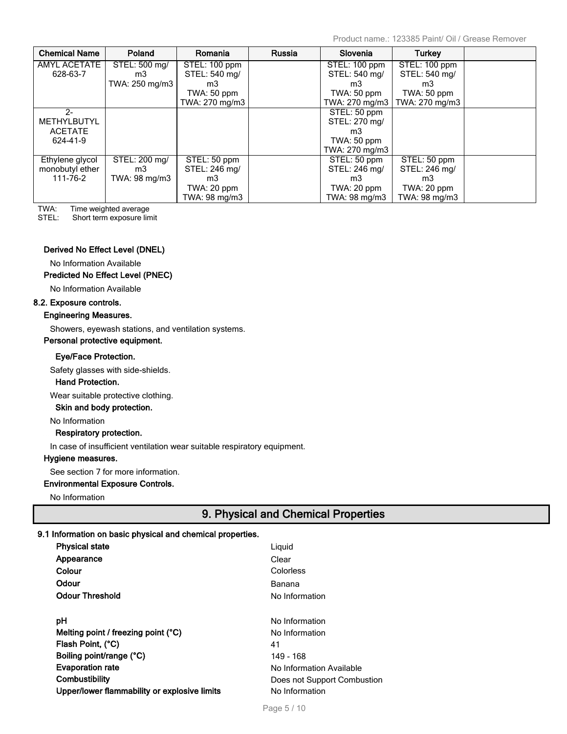| Chemical Name | Poland | Romania | Russia | Slovenia | Turkey | |
|---|---|---|---|---|---|---|
| AMYL ACETATE 628-63-7 | STEL: 500 mg/m3 TWA: 250 mg/m3 | STEL: 100 ppm STEL: 540 mg/m3 TWA: 50 ppm TWA: 270 mg/m3 | | STEL: 100 ppm STEL: 540 mg/m3 TWA: 50 ppm TWA: 270 mg/m3 | STEL: 100 ppm STEL: 540 mg/m3 TWA: 50 ppm TWA: 270 mg/m3 | |
| 2-METHYLBUTYL ACETATE 624-41-9 | | | | STEL: 50 ppm STEL: 270 mg/m3 TWA: 50 ppm TWA: 270 mg/m3 | | |
| Ethylene glycol monobutyl ether 111-76-2 | STEL: 200 mg/m3 TWA: 98 mg/m3 | STEL: 50 ppm STEL: 246 mg/m3 TWA: 20 ppm TWA: 98 mg/m3 | | STEL: 50 ppm STEL: 246 mg/m3 TWA: 20 ppm TWA: 98 mg/m3 | STEL: 50 ppm STEL: 246 mg/m3 TWA: 20 ppm TWA: 98 mg/m3 | |

TWA: Time weighted average
STEL: Short term exposure limit

**Derived No Effect Level (DNEL)**

No Information Available

**Predicted No Effect Level (PNEC)**

No Information Available

**8.2. Exposure controls.**

**Engineering Measures.**

Showers, eyewash stations, and ventilation systems.

**Personal protective equipment.**

**Eye/Face Protection.**

Safety glasses with side-shields.

**Hand Protection.**

Wear suitable protective clothing.

**Skin and body protection.**

No Information

**Respiratory protection.**

In case of insufficient ventilation wear suitable respiratory equipment.

**Hygiene measures.**

See section 7 for more information.

**Environmental Exposure Controls.**

No Information

## 9. Physical and Chemical Properties

**9.1 Information on basic physical and chemical properties.**

| | |
|---|---|
| **Physical state** | Liquid |
| **Appearance** | Clear |
| **Colour** | Colorless |
| **Odour** | Banana |
| **Odour Threshold** | No Information |
| **pH** | No Information |
| **Melting point / freezing point (°C)** | No Information |
| **Flash Point, (°C)** | 41 |
| **Boiling point/range (°C)** | 149 - 168 |
| **Evaporation rate** | No Information Available |
| **Combustibility** | Does not Support Combustion |
| **Upper/lower flammability or explosive limits** | No Information |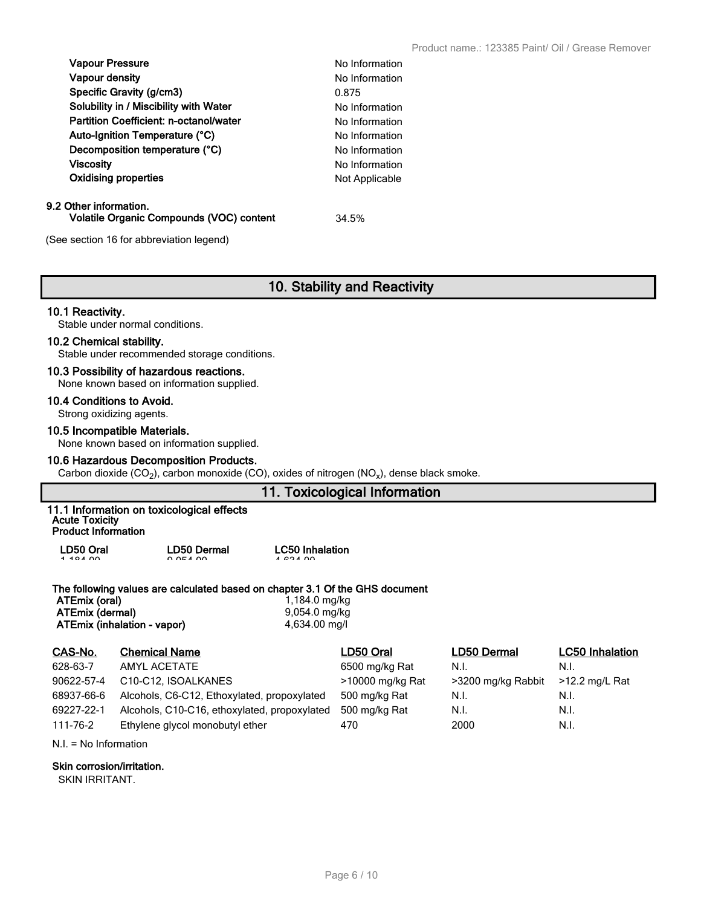| | |
|---|---|
| **Vapour Pressure** | No Information |
| **Vapour density** | No Information |
| **Specific Gravity (g/cm3)** | 0.875 |
| **Solubility in / Miscibility with Water** | No Information |
| **Partition Coefficient: n-octanol/water** | No Information |
| **Auto-Ignition Temperature (°C)** | No Information |
| **Decomposition temperature (°C)** | No Information |
| **Viscosity** | No Information |
| **Oxidising properties** | Not Applicable |

**9.2 Other information.**

| | |
|---|---|
| **Volatile Organic Compounds (VOC) content** | 34.5% |

(See section 16 for abbreviation legend)

## 10. Stability and Reactivity

**10.1 Reactivity.**
Stable under normal conditions.

**10.2 Chemical stability.**
Stable under recommended storage conditions.

**10.3 Possibility of hazardous reactions.**
None known based on information supplied.

**10.4 Conditions to Avoid.**
Strong oxidizing agents.

**10.5 Incompatible Materials.**
None known based on information supplied.

**10.6 Hazardous Decomposition Products.**
Carbon dioxide ($CO_2$), carbon monoxide (CO), oxides of nitrogen ($NO_x$), dense black smoke.

## 11. Toxicological Information

**11.1 Information on toxicological effects**

**Acute Toxicity**

**Product Information**

| LD50 Oral | LD50 Dermal | LC50 Inhalation |
|---|---|---|
| 1,184.00 | 9,054.00 | 4,634.00 |

**The following values are calculated based on chapter 3.1 Of the GHS document**

| | |
|---|---|
| **ATEmix (oral)** | 1,184.0 mg/kg |
| **ATEmix (dermal)** | 9,054.0 mg/kg |
| **ATEmix (inhalation - vapor)** | 4,634.00 mg/l |

| CAS-No. | Chemical Name | LD50 Oral | LD50 Dermal | LC50 Inhalation |
|---|---|---|---|---|
| 628-63-7 | AMYL ACETATE | 6500 mg/kg Rat | N.I. | N.I. |
| 90622-57-4 | C10-C12, ISOALKANES | >10000 mg/kg Rat | >3200 mg/kg Rabbit | >12.2 mg/L Rat |
| 68937-66-6 | Alcohols, C6-C12, Ethoxylated, propoxylated | 500 mg/kg Rat | N.I. | N.I. |
| 69227-22-1 | Alcohols, C10-C16, ethoxylated, propoxylated | 500 mg/kg Rat | N.I. | N.I. |
| 111-76-2 | Ethylene glycol monobutyl ether | 470 | 2000 | N.I. |

N.I. = No Information

**Skin corrosion/irritation.**
SKIN IRRITANT.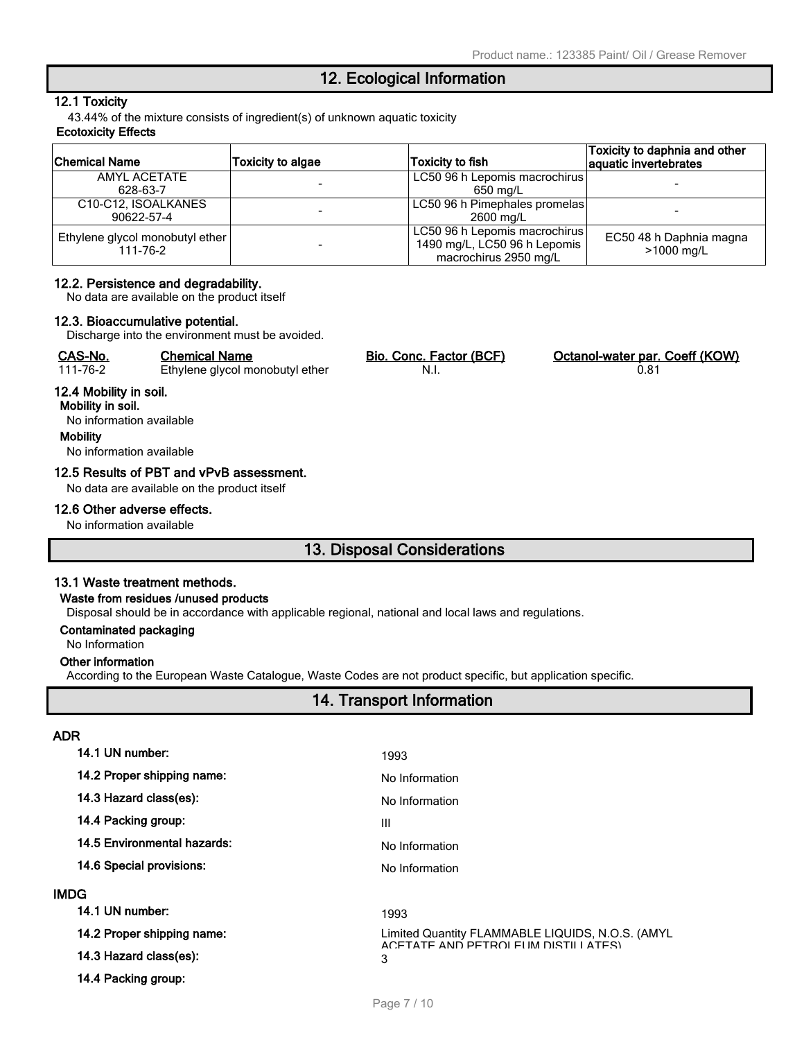## 12. Ecological Information

### 12.1 Toxicity

43.44% of the mixture consists of ingredient(s) of unknown aquatic toxicity

**Ecotoxicity Effects**

| Chemical Name | Toxicity to algae | Toxicity to fish | Toxicity to daphnia and other aquatic invertebrates |
|---|---|---|---|
| AMYL ACETATE 628-63-7 | - | LC50 96 h Lepomis macrochirus 650 mg/L | - |
| C10-C12, ISOALKANES 90622-57-4 | - | LC50 96 h Pimephales promelas 2600 mg/L | - |
| Ethylene glycol monobutyl ether 111-76-2 | - | LC50 96 h Lepomis macrochirus 1490 mg/L, LC50 96 h Lepomis macrochirus 2950 mg/L | EC50 48 h Daphnia magna >1000 mg/L |

### 12.2. Persistence and degradability.

No data are available on the product itself

### 12.3. Bioaccumulative potential.

Discharge into the environment must be avoided.

| CAS-No. | Chemical Name | Bio. Conc. Factor (BCF) | Octanol-water par. Coeff (KOW) |
|---|---|---|---|
| 111-76-2 | Ethylene glycol monobutyl ether | N.I. | 0.81 |

### 12.4 Mobility in soil.

**Mobility in soil.**

No information available

**Mobility**

No information available

### 12.5 Results of PBT and vPvB assessment.

No data are available on the product itself

### 12.6 Other adverse effects.

No information available

## 13. Disposal Considerations

### 13.1 Waste treatment methods.

**Waste from residues /unused products**

Disposal should be in accordance with applicable regional, national and local laws and regulations.

**Contaminated packaging**

No Information

**Other information**

According to the European Waste Catalogue, Waste Codes are not product specific, but application specific.

## 14. Transport Information

**ADR**

| | |
|---|---|
| **14.1 UN number:** | 1993 |
| **14.2 Proper shipping name:** | No Information |
| **14.3 Hazard class(es):** | No Information |
| **14.4 Packing group:** | III |
| **14.5 Environmental hazards:** | No Information |
| **14.6 Special provisions:** | No Information |

**IMDG**

| | |
|---|---|
| **14.1 UN number:** | 1993 |
| **14.2 Proper shipping name:** | Limited Quantity FLAMMABLE LIQUIDS, N.O.S. (AMYL ACETATE AND PETROLEUM DISTILLATES) |
| **14.3 Hazard class(es):** | 3 |
| **14.4 Packing group:** | |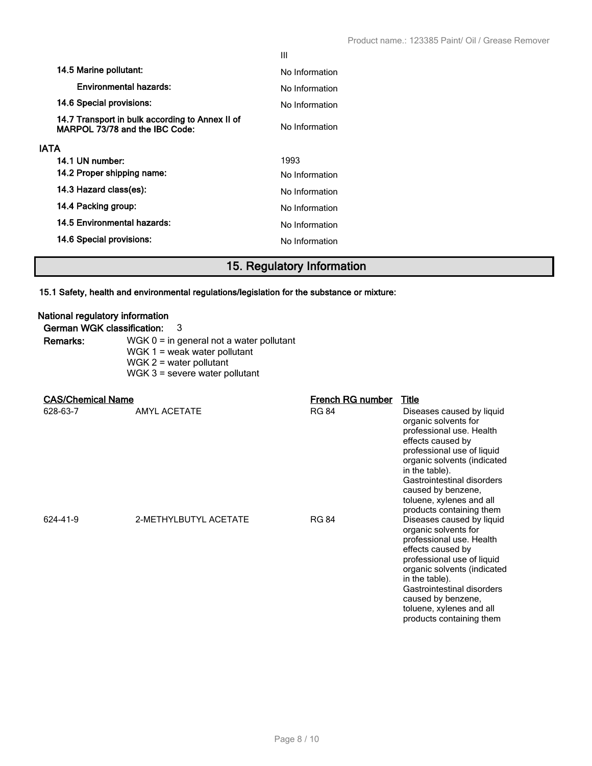|  | III |
| --- | --- |
| **14.5 Marine pollutant:** | No Information |
| **Environmental hazards:** | No Information |
| **14.6 Special provisions:** | No Information |
| **14.7 Transport in bulk according to Annex II of MARPOL 73/78 and the IBC Code:** | No Information |

**IATA**

|  |  |
| --- | --- |
| **14.1 UN number:** | 1993 |
| **14.2 Proper shipping name:** | No Information |
| **14.3 Hazard class(es):** | No Information |
| **14.4 Packing group:** | No Information |
| **14.5 Environmental hazards:** | No Information |
| **14.6 Special provisions:** | No Information |

## 15. Regulatory Information

**15.1 Safety, health and environmental regulations/legislation for the substance or mixture:**

**National regulatory information**

**German WGK classification:** 3

**Remarks:**
WGK 0 = in general not a water pollutant
WGK 1 = weak water pollutant
WGK 2 = water pollutant
WGK 3 = severe water pollutant

| CAS/Chemical Name | | French RG number | Title |
| --- | --- | --- | --- |
| 628-63-7 | AMYL ACETATE | RG 84 | Diseases caused by liquid organic solvents for professional use. Health effects caused by professional use of liquid organic solvents (indicated in the table). Gastrointestinal disorders caused by benzene, toluene, xylenes and all products containing them |
| 624-41-9 | 2-METHYLBUTYL ACETATE | RG 84 | Diseases caused by liquid organic solvents for professional use. Health effects caused by professional use of liquid organic solvents (indicated in the table). Gastrointestinal disorders caused by benzene, toluene, xylenes and all products containing them |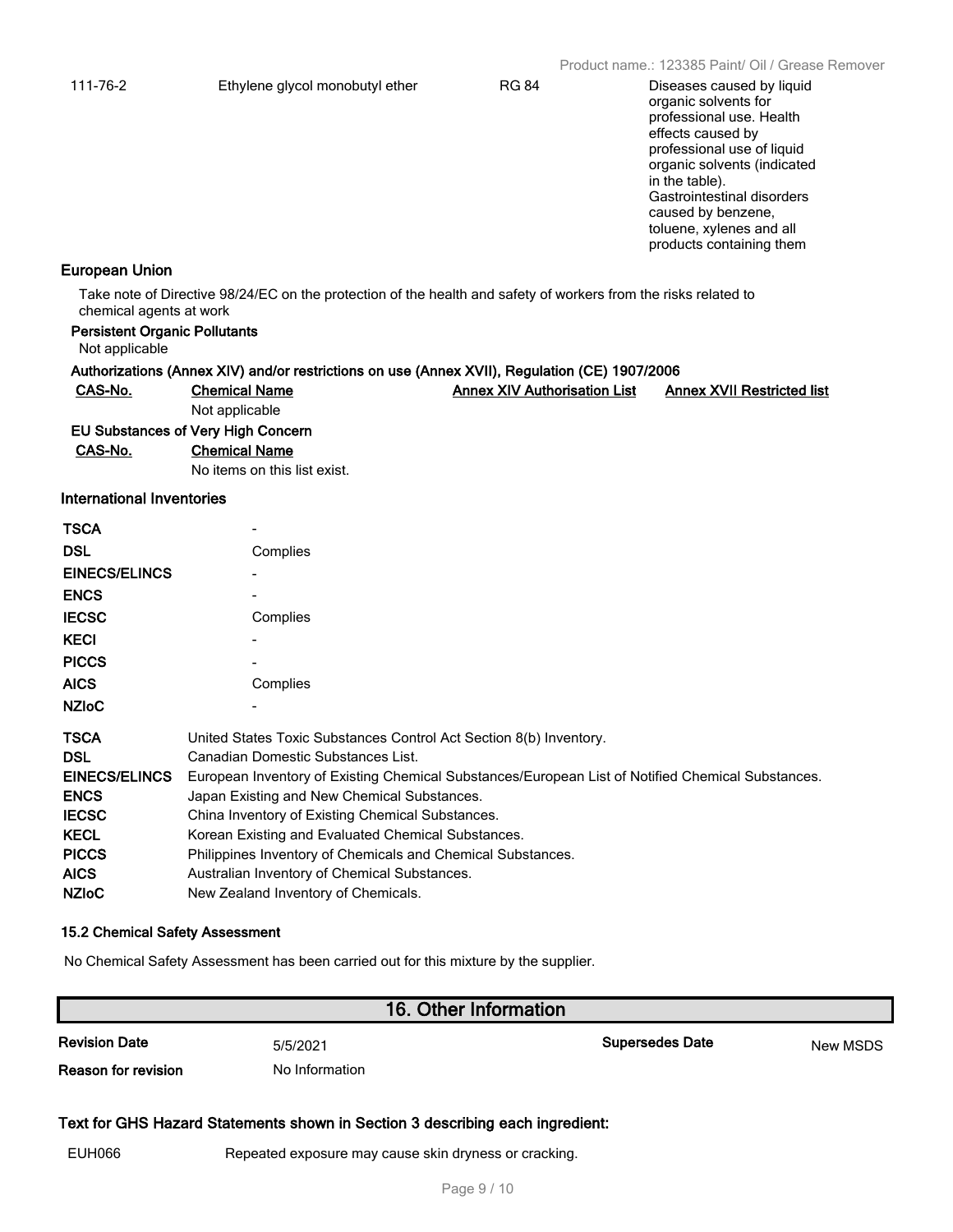| 111-76-2 | Ethylene glycol monobutyl ether | RG 84 | Diseases caused by liquid organic solvents for professional use. Health effects caused by professional use of liquid organic solvents (indicated in the table). Gastrointestinal disorders caused by benzene, toluene, xylenes and all products containing them |
|---|---|---|---|

### European Union

Take note of Directive 98/24/EC on the protection of the health and safety of workers from the risks related to chemical agents at work

**Persistent Organic Pollutants**

Not applicable

**Authorizations (Annex XIV) and/or restrictions on use (Annex XVII), Regulation (CE) 1907/2006**

| CAS-No. | Chemical Name | Annex XIV Authorisation List | Annex XVII Restricted list |
|---|---|---|---|
| | Not applicable | | |

**EU Substances of Very High Concern**

| CAS-No. | Chemical Name |
|---|---|
| | No items on this list exist. |

### International Inventories

| | |
|---|---|
| **TSCA** | - |
| **DSL** | Complies |
| **EINECS/ELINCS** | - |
| **ENCS** | - |
| **IECSC** | Complies |
| **KECI** | - |
| **PICCS** | - |
| **AICS** | Complies |
| **NZIoC** | - |

| | |
|---|---|
| **TSCA** | United States Toxic Substances Control Act Section 8(b) Inventory. |
| **DSL** | Canadian Domestic Substances List. |
| **EINECS/ELINCS** | European Inventory of Existing Chemical Substances/European List of Notified Chemical Substances. |
| **ENCS** | Japan Existing and New Chemical Substances. |
| **IECSC** | China Inventory of Existing Chemical Substances. |
| **KECL** | Korean Existing and Evaluated Chemical Substances. |
| **PICCS** | Philippines Inventory of Chemicals and Chemical Substances. |
| **AICS** | Australian Inventory of Chemical Substances. |
| **NZIoC** | New Zealand Inventory of Chemicals. |

### 15.2 Chemical Safety Assessment

No Chemical Safety Assessment has been carried out for this mixture by the supplier.

## 16. Other Information

| | | | |
|---|---|---|---|
| **Revision Date** | 5/5/2021 | **Supersedes Date** | New MSDS |
| **Reason for revision** | No Information | | |

### Text for GHS Hazard Statements shown in Section 3 describing each ingredient:

| | |
|---|---|
| EUH066 | Repeated exposure may cause skin dryness or cracking. |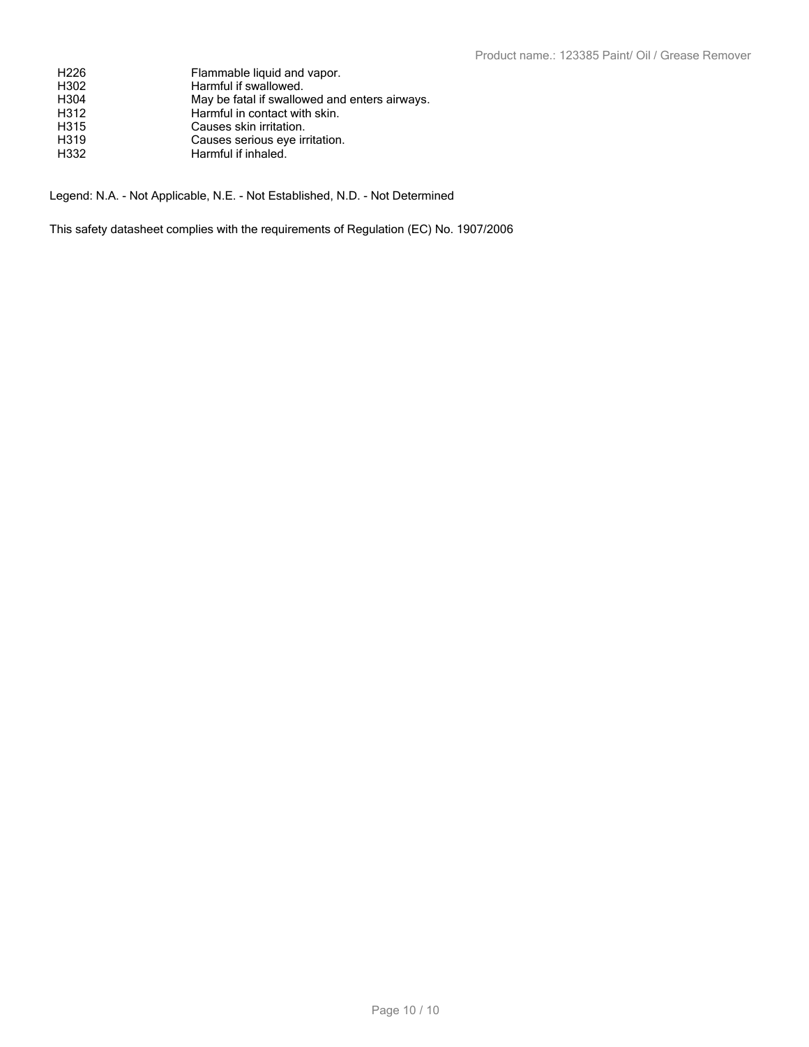| | |
|---|---|
| H226 | Flammable liquid and vapor. |
| H302 | Harmful if swallowed. |
| H304 | May be fatal if swallowed and enters airways. |
| H312 | Harmful in contact with skin. |
| H315 | Causes skin irritation. |
| H319 | Causes serious eye irritation. |
| H332 | Harmful if inhaled. |

Legend: N.A. - Not Applicable, N.E. - Not Established, N.D. - Not Determined

This safety datasheet complies with the requirements of Regulation (EC) No. 1907/2006